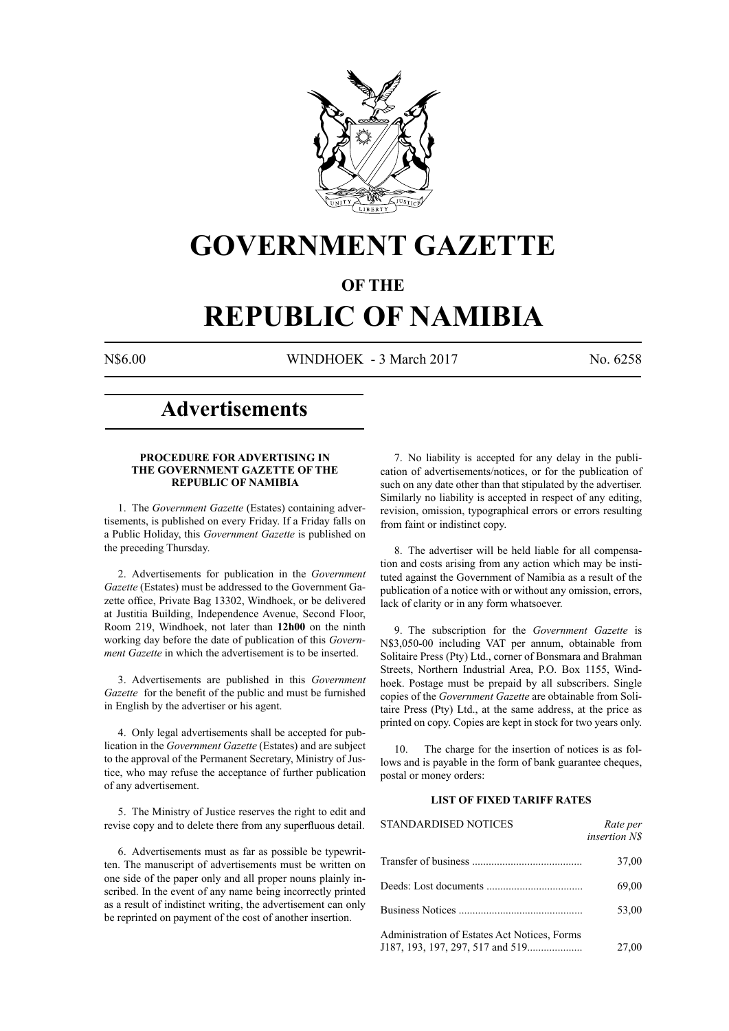# GOVERNMENT GAZETTE

## OF THE

# REPUBLIC OF NAMIBIA

N$6.00 WINDHOEK - 3 March 2017 No. 6258

## Advertisements

**PROCEDURE FOR ADVERTISING IN THE GOVERNMENT GAZETTE OF THE REPUBLIC OF NAMIBIA**

1. The *Government Gazette* (Estates) containing advertisements, is published on every Friday. If a Friday falls on a Public Holiday, this *Government Gazette* is published on the preceding Thursday.

2. Advertisements for publication in the *Government Gazette* (Estates) must be addressed to the Government Gazette office, Private Bag 13302, Windhoek, or be delivered at Justitia Building, Independence Avenue, Second Floor, Room 219, Windhoek, not later than **12h00** on the ninth working day before the date of publication of this *Government Gazette* in which the advertisement is to be inserted.

3. Advertisements are published in this *Government Gazette* for the benefit of the public and must be furnished in English by the advertiser or his agent.

4. Only legal advertisements shall be accepted for publication in the *Government Gazette* (Estates) and are subject to the approval of the Permanent Secretary, Ministry of Justice, who may refuse the acceptance of further publication of any advertisement.

5. The Ministry of Justice reserves the right to edit and revise copy and to delete there from any superfluous detail.

6. Advertisements must as far as possible be typewritten. The manuscript of advertisements must be written on one side of the paper only and all proper nouns plainly inscribed. In the event of any name being incorrectly printed as a result of indistinct writing, the advertisement can only be reprinted on payment of the cost of another insertion.

7. No liability is accepted for any delay in the publication of advertisements/notices, or for the publication of such on any date other than that stipulated by the advertiser. Similarly no liability is accepted in respect of any editing, revision, omission, typographical errors or errors resulting from faint or indistinct copy.

8. The advertiser will be held liable for all compensation and costs arising from any action which may be instituted against the Government of Namibia as a result of the publication of a notice with or without any omission, errors, lack of clarity or in any form whatsoever.

9. The subscription for the *Government Gazette* is N$3,050-00 including VAT per annum, obtainable from Solitaire Press (Pty) Ltd., corner of Bonsmara and Brahman Streets, Northern Industrial Area, P.O. Box 1155, Windhoek. Postage must be prepaid by all subscribers. Single copies of the *Government Gazette* are obtainable from Solitaire Press (Pty) Ltd., at the same address, at the price as printed on copy. Copies are kept in stock for two years only.

10. The charge for the insertion of notices is as follows and is payable in the form of bank guarantee cheques, postal or money orders:

**LIST OF FIXED TARIFF RATES**

| STANDARDISED NOTICES | *Rate per insertion N$* |
|---|---|
| Transfer of business | 37,00 |
| Deeds: Lost documents | 69,00 |
| Business Notices | 53,00 |
| Administration of Estates Act Notices, Forms J187, 193, 197, 297, 517 and 519 | 27,00 |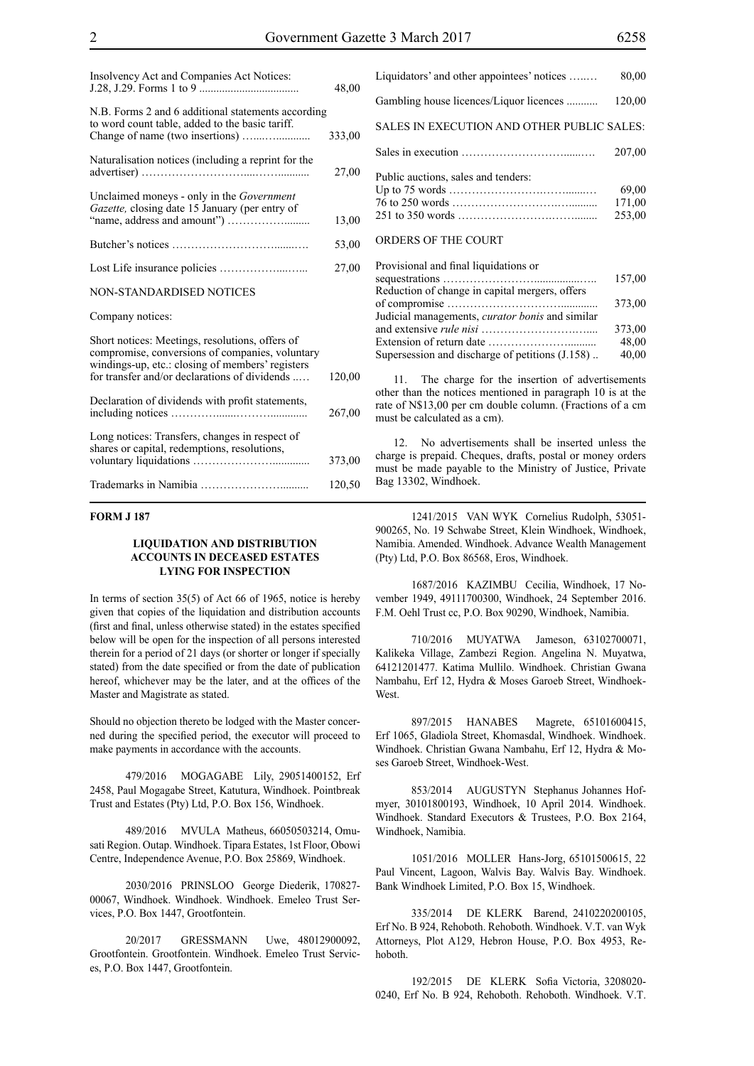| | |
|---|---|
| Insolvency Act and Companies Act Notices: J.28, J.29. Forms 1 to 9 | 48,00 |
| N.B. Forms 2 and 6 additional statements according to word count table, added to the basic tariff. Change of name (two insertions) | 333,00 |
| Naturalisation notices (including a reprint for the advertiser) | 27,00 |
| Unclaimed moneys - only in the *Government Gazette,* closing date 15 January (per entry of "name, address and amount") | 13,00 |
| Butcher's notices | 53,00 |
| Lost Life insurance policies | 27,00 |

NON-STANDARDISED NOTICES

Company notices:

| | |
|---|---|
| Short notices: Meetings, resolutions, offers of compromise, conversions of companies, voluntary windings-up, etc.: closing of members' registers for transfer and/or declarations of dividends | 120,00 |
| Declaration of dividends with profit statements, including notices | 267,00 |
| Long notices: Transfers, changes in respect of shares or capital, redemptions, resolutions, voluntary liquidations | 373,00 |
| Trademarks in Namibia | 120,50 |
| Liquidators' and other appointees' notices | 80,00 |
| Gambling house licences/Liquor licences | 120,00 |

SALES IN EXECUTION AND OTHER PUBLIC SALES:

| | |
|---|---|
| Sales in execution | 207,00 |
| Public auctions, sales and tenders: | |
| Up to 75 words | 69,00 |
| 76 to 250 words | 171,00 |
| 251 to 350 words | 253,00 |

ORDERS OF THE COURT

| | |
|---|---|
| Provisional and final liquidations or sequestrations | 157,00 |
| Reduction of change in capital mergers, offers of compromise | 373,00 |
| Judicial managements, *curator bonis* and similar and extensive *rule nisi* | 373,00 |
| Extension of return date | 48,00 |
| Supersession and discharge of petitions (J.158) | 40,00 |

11. The charge for the insertion of advertisements other than the notices mentioned in paragraph 10 is at the rate of N$13,00 per cm double column. (Fractions of a cm must be calculated as a cm).

12. No advertisements shall be inserted unless the charge is prepaid. Cheques, drafts, postal or money orders must be made payable to the Ministry of Justice, Private Bag 13302, Windhoek.

**FORM J 187**

**LIQUIDATION AND DISTRIBUTION ACCOUNTS IN DECEASED ESTATES LYING FOR INSPECTION**

In terms of section 35(5) of Act 66 of 1965, notice is hereby given that copies of the liquidation and distribution accounts (first and final, unless otherwise stated) in the estates specified below will be open for the inspection of all persons interested therein for a period of 21 days (or shorter or longer if specially stated) from the date specified or from the date of publication hereof, whichever may be the later, and at the offices of the Master and Magistrate as stated.

Should no objection thereto be lodged with the Master concerned during the specified period, the executor will proceed to make payments in accordance with the accounts.

479/2016 MOGAGABE Lily, 29051400152, Erf 2458, Paul Mogagabe Street, Katutura, Windhoek. Pointbreak Trust and Estates (Pty) Ltd, P.O. Box 156, Windhoek.

489/2016 MVULA Matheus, 66050503214, Omusati Region. Outap. Windhoek. Tipara Estates, 1st Floor, Obowi Centre, Independence Avenue, P.O. Box 25869, Windhoek.

2030/2016 PRINSLOO George Diederik, 170827-00067, Windhoek. Windhoek. Windhoek. Emeleo Trust Services, P.O. Box 1447, Grootfontein.

20/2017 GRESSMANN Uwe, 48012900092, Grootfontein. Grootfontein. Windhoek. Emeleo Trust Services, P.O. Box 1447, Grootfontein.

1241/2015 VAN WYK Cornelius Rudolph, 53051-900265, No. 19 Schwabe Street, Klein Windhoek, Windhoek, Namibia. Amended. Windhoek. Advance Wealth Management (Pty) Ltd, P.O. Box 86568, Eros, Windhoek.

1687/2016 KAZIMBU Cecilia, Windhoek, 17 November 1949, 49111700300, Windhoek, 24 September 2016. F.M. Oehl Trust cc, P.O. Box 90290, Windhoek, Namibia.

710/2016 MUYATWA Jameson, 63102700071, Kalikeka Village, Zambezi Region. Angelina N. Muyatwa, 64121201477. Katima Mullilo. Windhoek. Christian Gwana Nambahu, Erf 12, Hydra & Moses Garoeb Street, Windhoek-West.

897/2015 HANABES Magrete, 65101600415, Erf 1065, Gladiola Street, Khomasdal, Windhoek. Windhoek. Windhoek. Christian Gwana Nambahu, Erf 12, Hydra & Moses Garoeb Street, Windhoek-West.

853/2014 AUGUSTYN Stephanus Johannes Hofmyer, 30101800193, Windhoek, 10 April 2014. Windhoek. Windhoek. Standard Executors & Trustees, P.O. Box 2164, Windhoek, Namibia.

1051/2016 MOLLER Hans-Jorg, 65101500615, 22 Paul Vincent, Lagoon, Walvis Bay. Walvis Bay. Windhoek. Bank Windhoek Limited, P.O. Box 15, Windhoek.

335/2014 DE KLERK Barend, 2410220200105, Erf No. B 924, Rehoboth. Rehoboth. Windhoek. V.T. van Wyk Attorneys, Plot A129, Hebron House, P.O. Box 4953, Rehoboth.

192/2015 DE KLERK Sofia Victoria, 3208020-0240, Erf No. B 924, Rehoboth. Rehoboth. Windhoek. V.T.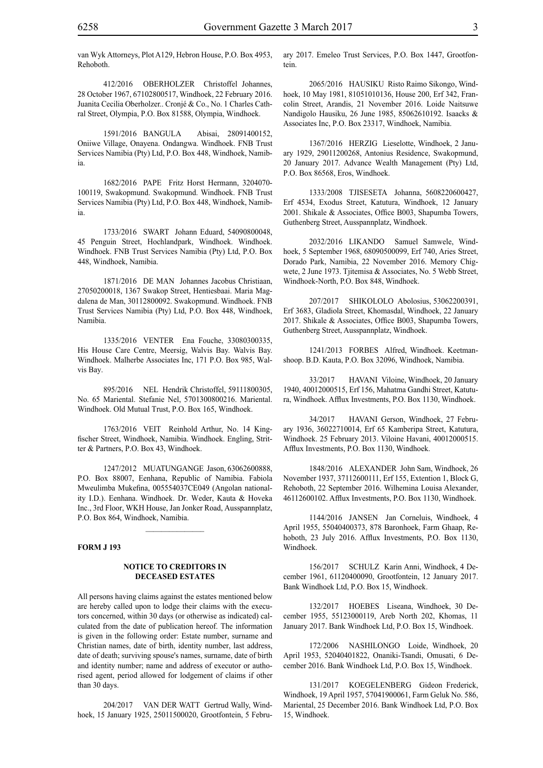van Wyk Attorneys, Plot A129, Hebron House, P.O. Box 4953, Rehoboth.

412/2016 OBERHOLZER Christoffel Johannes, 28 October 1967, 67102800517, Windhoek, 22 February 2016. Juanita Cecilia Oberholzer.. Cronjé & Co., No. 1 Charles Cathral Street, Olympia, P.O. Box 81588, Olympia, Windhoek.

1591/2016 BANGULA Abisai, 28091400152, Oniiwe Village, Onayena. Ondangwa. Windhoek. FNB Trust Services Namibia (Pty) Ltd, P.O. Box 448, Windhoek, Namibia.

1682/2016 PAPE Fritz Horst Hermann, 3204070-100119, Swakopmund. Swakopmund. Windhoek. FNB Trust Services Namibia (Pty) Ltd, P.O. Box 448, Windhoek, Namibia.

1733/2016 SWART Johann Eduard, 54090800048, 45 Penguin Street, Hochlandpark, Windhoek. Windhoek. Windhoek. FNB Trust Services Namibia (Pty) Ltd, P.O. Box 448, Windhoek, Namibia.

1871/2016 DE MAN Johannes Jacobus Christiaan, 27050200018, 1367 Swakop Street, Hentiesbaai. Maria Magdalena de Man, 30112800092. Swakopmund. Windhoek. FNB Trust Services Namibia (Pty) Ltd, P.O. Box 448, Windhoek, Namibia.

1335/2016 VENTER Ena Fouche, 33080300335, His House Care Centre, Meersig, Walvis Bay. Walvis Bay. Windhoek. Malherbe Associates Inc, 171 P.O. Box 985, Walvis Bay.

895/2016 NEL Hendrik Christoffel, 59111800305, No. 65 Mariental. Stefanie Nel, 5701300800216. Mariental. Windhoek. Old Mutual Trust, P.O. Box 165, Windhoek.

1763/2016 VEIT Reinhold Arthur, No. 14 Kingfischer Street, Windhoek, Namibia. Windhoek. Engling, Stritter & Partners, P.O. Box 43, Windhoek.

1247/2012 MUATUNGANGE Jason, 63062600888, P.O. Box 88007, Eenhana, Republic of Namibia. Fabiola Mweulimba Mukefina, 005554037CE049 (Angolan nationality I.D.). Eenhana. Windhoek. Dr. Weder, Kauta & Hoveka Inc., 3rd Floor, WKH House, Jan Jonker Road, Ausspannplatz, P.O. Box 864, Windhoek, Namibia.

---

**FORM J 193**

## NOTICE TO CREDITORS IN DECEASED ESTATES

All persons having claims against the estates mentioned below are hereby called upon to lodge their claims with the executors concerned, within 30 days (or otherwise as indicated) calculated from the date of publication hereof. The information is given in the following order: Estate number, surname and Christian names, date of birth, identity number, last address, date of death; surviving spouse's names, surname, date of birth and identity number; name and address of executor or authorised agent, period allowed for lodgement of claims if other than 30 days.

204/2017 VAN DER WATT Gertrud Wally, Windhoek, 15 January 1925, 25011500020, Grootfontein, 5 February 2017. Emeleo Trust Services, P.O. Box 1447, Grootfontein.

2065/2016 HAUSIKU Risto Raimo Sikongo, Windhoek, 10 May 1981, 81051010136, House 200, Erf 342, Francolin Street, Arandis, 21 November 2016. Loide Naitsuwe Nandigolo Hausiku, 26 June 1985, 85062610192. Isaacks & Associates Inc, P.O. Box 23317, Windhoek, Namibia.

1367/2016 HERZIG Lieselotte, Windhoek, 2 January 1929, 29011200268, Antonius Residence, Swakopmund, 20 January 2017. Advance Wealth Management (Pty) Ltd, P.O. Box 86568, Eros, Windhoek.

1333/2008 TJISESETA Johanna, 5608220600427, Erf 4534, Exodus Street, Katutura, Windhoek, 12 January 2001. Shikale & Associates, Office B003, Shapumba Towers, Guthenberg Street, Ausspannplatz, Windhoek.

2032/2016 LIKANDO Samuel Samwele, Windhoek, 5 September 1968, 68090500099, Erf 740, Aries Street, Dorado Park, Namibia, 22 November 2016. Memory Chigwete, 2 June 1973. Tjitemisa & Associates, No. 5 Webb Street, Windhoek-North, P.O. Box 848, Windhoek.

207/2017 SHIKOLOLO Abolosius, 53062200391, Erf 3683, Gladiola Street, Khomasdal, Windhoek, 22 January 2017. Shikale & Associates, Office B003, Shapumba Towers, Guthenberg Street, Ausspannplatz, Windhoek.

1241/2013 FORBES Alfred, Windhoek. Keetmanshoop. B.D. Kauta, P.O. Box 32096, Windhoek, Namibia.

33/2017 HAVANI Viloine, Windhoek, 20 January 1940, 40012000515, Erf 156, Mahatma Gandhi Street, Katutura, Windhoek. Afflux Investments, P.O. Box 1130, Windhoek.

34/2017 HAVANI Gerson, Windhoek, 27 February 1936, 36022710014, Erf 65 Kamberipa Street, Katutura, Windhoek. 25 February 2013. Viloine Havani, 40012000515. Afflux Investments, P.O. Box 1130, Windhoek.

1848/2016 ALEXANDER John Sam, Windhoek, 26 November 1937, 37112600111, Erf 155, Extention 1, Block G, Rehoboth, 22 September 2016. Wilhemina Louisa Alexander, 46112600102. Afflux Investments, P.O. Box 1130, Windhoek.

1144/2016 JANSEN Jan Corneluis, Windhoek, 4 April 1955, 55040400373, 878 Baronhoek, Farm Ghaap, Rehoboth, 23 July 2016. Afflux Investments, P.O. Box 1130, Windhoek.

156/2017 SCHULZ Karin Anni, Windhoek, 4 December 1961, 61120400090, Grootfontein, 12 January 2017. Bank Windhoek Ltd, P.O. Box 15, Windhoek.

132/2017 HOEBES Liseana, Windhoek, 30 December 1955, 55123000119, Areb North 202, Khomas, 11 January 2017. Bank Windhoek Ltd, P.O. Box 15, Windhoek.

172/2006 NASHILONGO Loide, Windhoek, 20 April 1953, 52040401822, Onaniki-Tsandi, Omusati, 6 December 2016. Bank Windhoek Ltd, P.O. Box 15, Windhoek.

131/2017 KOEGELENBERG Gideon Frederick, Windhoek, 19 April 1957, 57041900061, Farm Geluk No. 586, Mariental, 25 December 2016. Bank Windhoek Ltd, P.O. Box 15, Windhoek.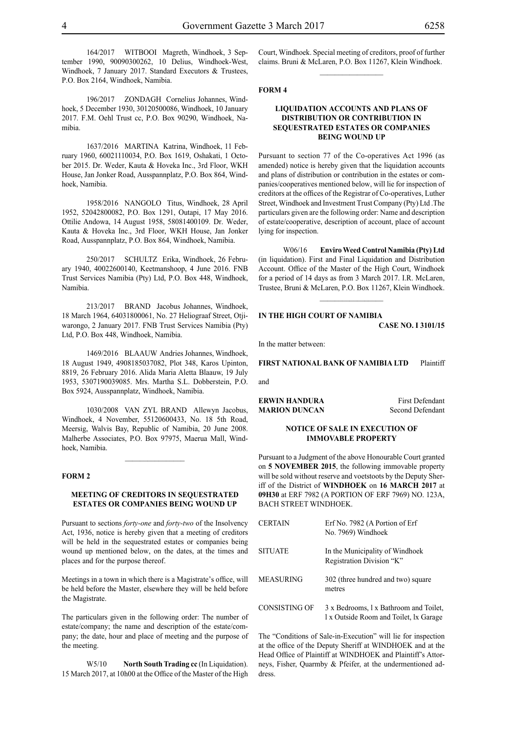164/2017 WITBOOI Magreth, Windhoek, 3 September 1990, 90090300262, 10 Delius, Windhoek-West, Windhoek, 7 January 2017. Standard Executors & Trustees, P.O. Box 2164, Windhoek, Namibia.

196/2017 ZONDAGH Cornelius Johannes, Windhoek, 5 December 1930, 30120500086, Windhoek, 10 January 2017. F.M. Oehl Trust cc, P.O. Box 90290, Windhoek, Namibia.

1637/2016 MARTINA Katrina, Windhoek, 11 February 1960, 60021110034, P.O. Box 1619, Oshakati, 1 October 2015. Dr. Weder, Kauta & Hoveka Inc., 3rd Floor, WKH House, Jan Jonker Road, Ausspannplatz, P.O. Box 864, Windhoek, Namibia.

1958/2016 NANGOLO Titus, Windhoek, 28 April 1952, 52042800082, P.O. Box 1291, Outapi, 17 May 2016. Ottilie Andowa, 14 August 1958, 58081400109. Dr. Weder, Kauta & Hoveka Inc., 3rd Floor, WKH House, Jan Jonker Road, Ausspannplatz, P.O. Box 864, Windhoek, Namibia.

250/2017 SCHULTZ Erika, Windhoek, 26 February 1940, 40022600140, Keetmanshoop, 4 June 2016. FNB Trust Services Namibia (Pty) Ltd, P.O. Box 448, Windhoek, Namibia.

213/2017 BRAND Jacobus Johannes, Windhoek, 18 March 1964, 64031800061, No. 27 Heliograaf Street, Otjiwarongo, 2 January 2017. FNB Trust Services Namibia (Pty) Ltd, P.O. Box 448, Windhoek, Namibia.

1469/2016 BLAAUW Andries Johannes, Windhoek, 18 August 1949, 4908185037082, Plot 348, Karos Upinton, 8819, 26 February 2016. Alida Maria Aletta Blaauw, 19 July 1953, 5307190039085. Mrs. Martha S.L. Dobberstein, P.O. Box 5924, Ausspannplatz, Windhoek, Namibia.

1030/2008 VAN ZYL BRAND Allewyn Jacobus, Windhoek, 4 November, 55120600433, No. 18 5th Road, Meersig, Walvis Bay, Republic of Namibia, 20 June 2008. Malherbe Associates, P.O. Box 97975, Maerua Mall, Windhoek, Namibia.

---

**FORM 2**

**MEETING OF CREDITORS IN SEQUESTRATED ESTATES OR COMPANIES BEING WOUND UP**

Pursuant to sections *forty-one* and *forty-two* of the Insolvency Act, 1936, notice is hereby given that a meeting of creditors will be held in the sequestrated estates or companies being wound up mentioned below, on the dates, at the times and places and for the purpose thereof.

Meetings in a town in which there is a Magistrate's office, will be held before the Master, elsewhere they will be held before the Magistrate.

The particulars given in the following order: The number of estate/company; the name and description of the estate/company; the date, hour and place of meeting and the purpose of the meeting.

W5/10 **North South Trading cc** (In Liquidation). 15 March 2017, at 10h00 at the Office of the Master of the High Court, Windhoek. Special meeting of creditors, proof of further claims. Bruni & McLaren, P.O. Box 11267, Klein Windhoek.

---

**FORM 4**

**LIQUIDATION ACCOUNTS AND PLANS OF DISTRIBUTION OR CONTRIBUTION IN SEQUESTRATED ESTATES OR COMPANIES BEING WOUND UP**

Pursuant to section 77 of the Co-operatives Act 1996 (as amended) notice is hereby given that the liquidation accounts and plans of distribution or contribution in the estates or companies/cooperatives mentioned below, will lie for inspection of creditors at the offices of the Registrar of Co-operatives, Luther Street, Windhoek and Investment Trust Company (Pty) Ltd .The particulars given are the following order: Name and description of estate/cooperative, description of account, place of account lying for inspection.

W06/16 **Enviro Weed Control Namibia (Pty) Ltd** (in liquidation). First and Final Liquidation and Distribution Account. Office of the Master of the High Court, Windhoek for a period of 14 days as from 3 March 2017. I.R. McLaren, Trustee, Bruni & McLaren, P.O. Box 11267, Klein Windhoek.

---

**IN THE HIGH COURT OF NAMIBIA**

**CASE NO. I 3101/15**

In the matter between:

**FIRST NATIONAL BANK OF NAMIBIA LTD** Plaintiff

and

**ERWIN HANDURA** First Defendant
**MARION DUNCAN** Second Defendant

**NOTICE OF SALE IN EXECUTION OF IMMOVABLE PROPERTY**

Pursuant to a Judgment of the above Honourable Court granted on **5 NOVEMBER 2015**, the following immovable property will be sold without reserve and voetstoots by the Deputy Sheriff of the District of **WINDHOEK** on **16 MARCH 2017** at **09H30** at ERF 7982 (A PORTION OF ERF 7969) NO. 123A, BACH STREET WINDHOEK.

| | |
|---|---|
| CERTAIN | Erf No. 7982 (A Portion of Erf No. 7969) Windhoek |
| SITUATE | In the Municipality of Windhoek Registration Division "K" |
| MEASURING | 302 (three hundred and two) square metres |
| CONSISTING OF | 3 x Bedrooms, l x Bathroom and Toilet, l x Outside Room and Toilet, lx Garage |

The "Conditions of Sale-in-Execution" will lie for inspection at the office of the Deputy Sheriff at WINDHOEK and at the Head Office of Plaintiff at WINDHOEK and Plaintiff's Attorneys, Fisher, Quarmby & Pfeifer, at the undermentioned address.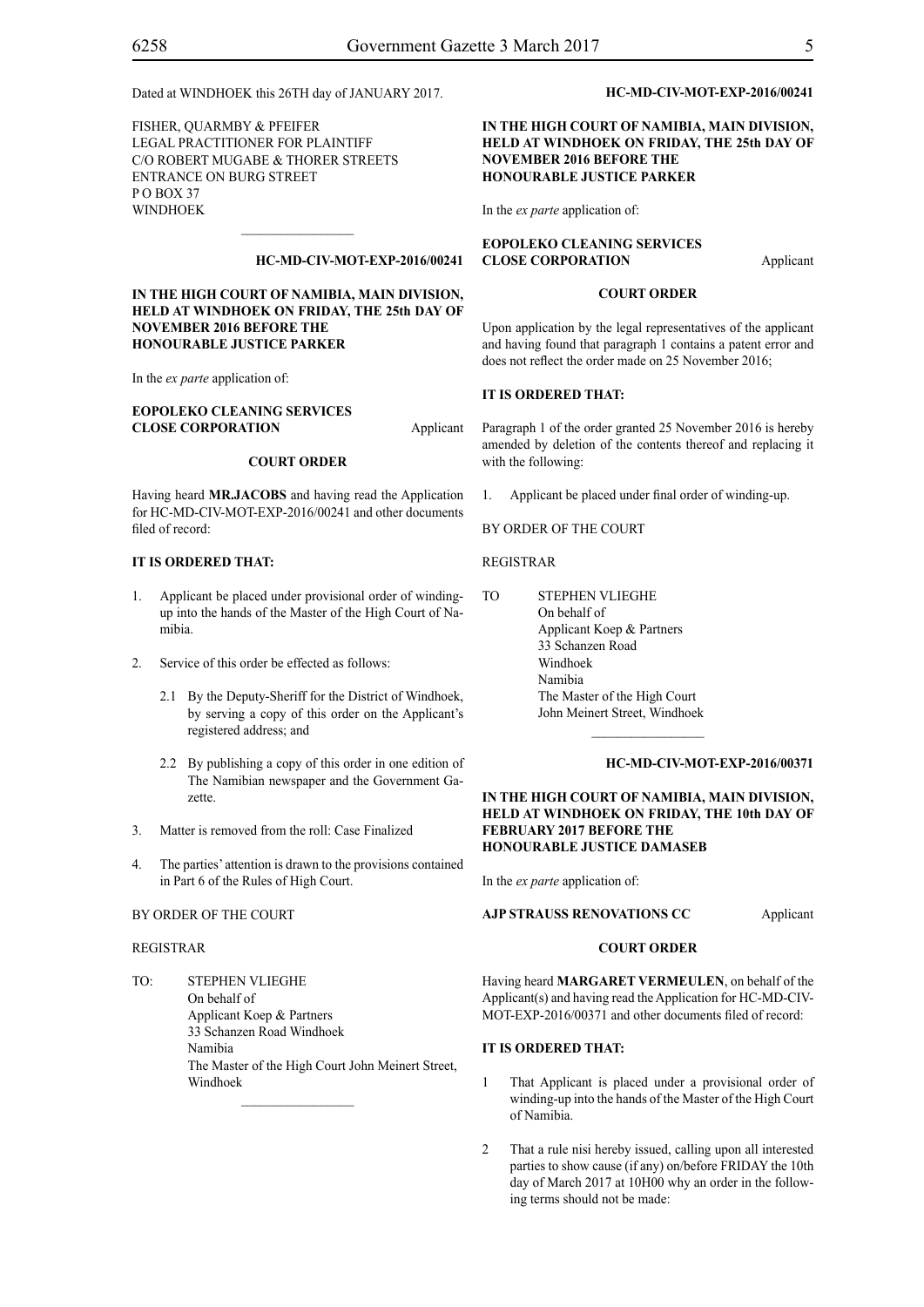Dated at WINDHOEK this 26TH day of JANUARY 2017.

FISHER, QUARMBY & PFEIFER
LEGAL PRACTITIONER FOR PLAINTIFF
C/O ROBERT MUGABE & THORER STREETS
ENTRANCE ON BURG STREET
P O BOX 37
WINDHOEK

________________

**HC-MD-CIV-MOT-EXP-2016/00241**

**IN THE HIGH COURT OF NAMIBIA, MAIN DIVISION, HELD AT WINDHOEK ON FRIDAY, THE 25th DAY OF NOVEMBER 2016 BEFORE THE HONOURABLE JUSTICE PARKER**

In the *ex parte* application of:

**EOPOLEKO CLEANING SERVICES CLOSE CORPORATION** Applicant

**COURT ORDER**

Having heard **MR.JACOBS** and having read the Application for HC-MD-CIV-MOT-EXP-2016/00241 and other documents filed of record:

**IT IS ORDERED THAT:**

1. Applicant be placed under provisional order of winding-up into the hands of the Master of the High Court of Namibia.

2. Service of this order be effected as follows:

   2.1 By the Deputy-Sheriff for the District of Windhoek, by serving a copy of this order on the Applicant's registered address; and

   2.2 By publishing a copy of this order in one edition of The Namibian newspaper and the Government Gazette.

3. Matter is removed from the roll: Case Finalized

4. The parties' attention is drawn to the provisions contained in Part 6 of the Rules of High Court.

BY ORDER OF THE COURT

REGISTRAR

TO: STEPHEN VLIEGHE
On behalf of
Applicant Koep & Partners
33 Schanzen Road Windhoek
Namibia
The Master of the High Court John Meinert Street, Windhoek

________________

**HC-MD-CIV-MOT-EXP-2016/00241**

**IN THE HIGH COURT OF NAMIBIA, MAIN DIVISION, HELD AT WINDHOEK ON FRIDAY, THE 25th DAY OF NOVEMBER 2016 BEFORE THE HONOURABLE JUSTICE PARKER**

In the *ex parte* application of:

**EOPOLEKO CLEANING SERVICES CLOSE CORPORATION** Applicant

**COURT ORDER**

Upon application by the legal representatives of the applicant and having found that paragraph 1 contains a patent error and does not reflect the order made on 25 November 2016;

**IT IS ORDERED THAT:**

Paragraph 1 of the order granted 25 November 2016 is hereby amended by deletion of the contents thereof and replacing it with the following:

1. Applicant be placed under final order of winding-up.

BY ORDER OF THE COURT

REGISTRAR

TO STEPHEN VLIEGHE
On behalf of
Applicant Koep & Partners
33 Schanzen Road
Windhoek
Namibia
The Master of the High Court
John Meinert Street, Windhoek

________________

**HC-MD-CIV-MOT-EXP-2016/00371**

**IN THE HIGH COURT OF NAMIBIA, MAIN DIVISION, HELD AT WINDHOEK ON FRIDAY, THE 10th DAY OF FEBRUARY 2017 BEFORE THE HONOURABLE JUSTICE DAMASEB**

In the *ex parte* application of:

**AJP STRAUSS RENOVATIONS CC** Applicant

**COURT ORDER**

Having heard **MARGARET VERMEULEN**, on behalf of the Applicant(s) and having read the Application for HC-MD-CIV-MOT-EXP-2016/00371 and other documents filed of record:

**IT IS ORDERED THAT:**

1 That Applicant is placed under a provisional order of winding-up into the hands of the Master of the High Court of Namibia.

2 That a rule nisi hereby issued, calling upon all interested parties to show cause (if any) on/before FRIDAY the 10th day of March 2017 at 10H00 why an order in the following terms should not be made: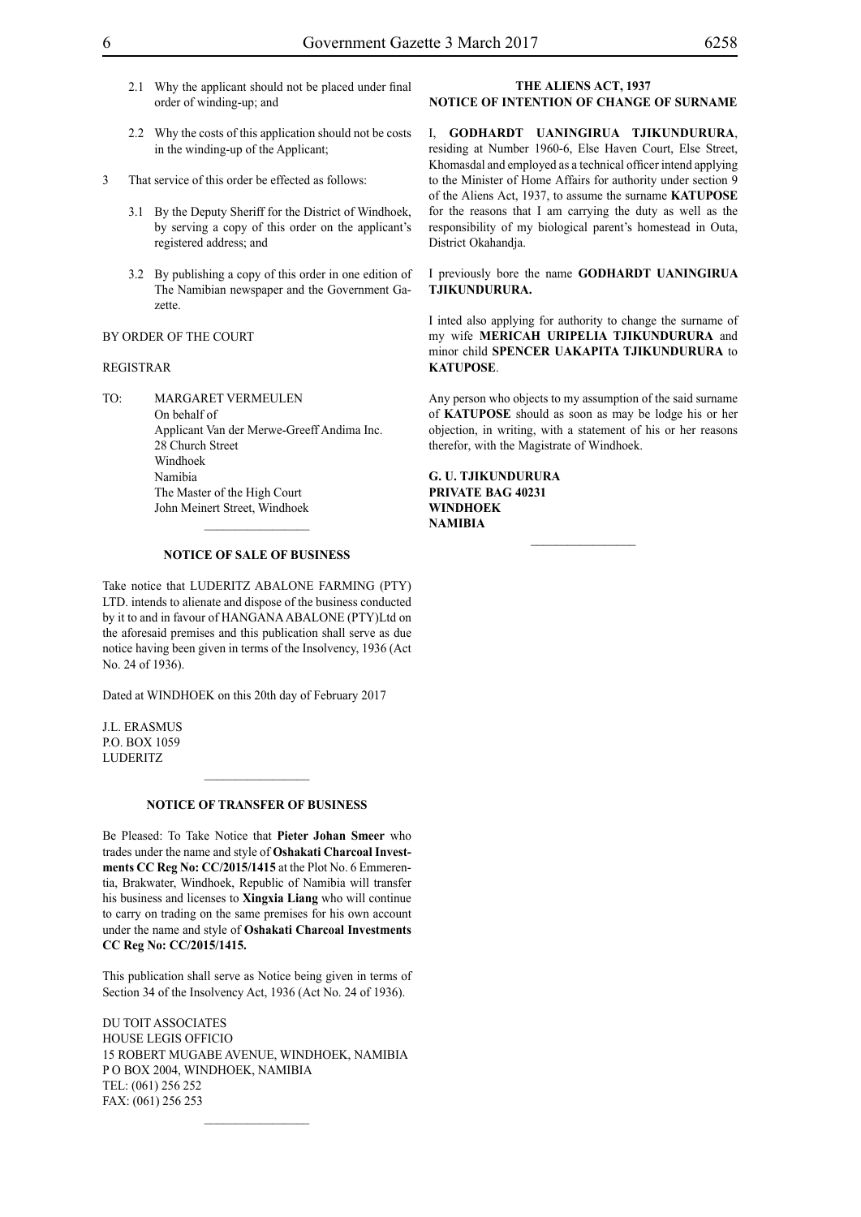2.1 Why the applicant should not be placed under final order of winding-up; and

2.2 Why the costs of this application should not be costs in the winding-up of the Applicant;

3 That service of this order be effected as follows:

3.1 By the Deputy Sheriff for the District of Windhoek, by serving a copy of this order on the applicant's registered address; and

3.2 By publishing a copy of this order in one edition of The Namibian newspaper and the Government Gazette.

BY ORDER OF THE COURT

REGISTRAR

TO: MARGARET VERMEULEN
On behalf of
Applicant Van der Merwe-Greeff Andima Inc.
28 Church Street
Windhoek
Namibia
The Master of the High Court
John Meinert Street, Windhoek

---

**NOTICE OF SALE OF BUSINESS**

Take notice that LUDERITZ ABALONE FARMING (PTY) LTD. intends to alienate and dispose of the business conducted by it to and in favour of HANGANA ABALONE (PTY)Ltd on the aforesaid premises and this publication shall serve as due notice having been given in terms of the Insolvency, 1936 (Act No. 24 of 1936).

Dated at WINDHOEK on this 20th day of February 2017

J.L. ERASMUS
P.O. BOX 1059
LUDERITZ

---

**NOTICE OF TRANSFER OF BUSINESS**

Be Pleased: To Take Notice that **Pieter Johan Smeer** who trades under the name and style of **Oshakati Charcoal Investments CC Reg No: CC/2015/1415** at the Plot No. 6 Emmerentia, Brakwater, Windhoek, Republic of Namibia will transfer his business and licenses to **Xingxia Liang** who will continue to carry on trading on the same premises for his own account under the name and style of **Oshakati Charcoal Investments CC Reg No: CC/2015/1415.**

This publication shall serve as Notice being given in terms of Section 34 of the Insolvency Act, 1936 (Act No. 24 of 1936).

DU TOIT ASSOCIATES
HOUSE LEGIS OFFICIO
15 ROBERT MUGABE AVENUE, WINDHOEK, NAMIBIA
P O BOX 2004, WINDHOEK, NAMIBIA
TEL: (061) 256 252
FAX: (061) 256 253

---

**THE ALIENS ACT, 1937**
**NOTICE OF INTENTION OF CHANGE OF SURNAME**

I, **GODHARDT UANINGIRUA TJIKUNDURURA**, residing at Number 1960-6, Else Haven Court, Else Street, Khomasdal and employed as a technical officer intend applying to the Minister of Home Affairs for authority under section 9 of the Aliens Act, 1937, to assume the surname **KATUPOSE** for the reasons that I am carrying the duty as well as the responsibility of my biological parent's homestead in Outa, District Okahandja.

I previously bore the name **GODHARDT UANINGIRUA TJIKUNDURURA.**

I inted also applying for authority to change the surname of my wife **MERICAH URIPELIA TJIKUNDURURA** and minor child **SPENCER UAKAPITA TJIKUNDURURA** to **KATUPOSE**.

Any person who objects to my assumption of the said surname of **KATUPOSE** should as soon as may be lodge his or her objection, in writing, with a statement of his or her reasons therefor, with the Magistrate of Windhoek.

**G. U. TJIKUNDURURA**
**PRIVATE BAG 40231**
**WINDHOEK**
**NAMIBIA**

---